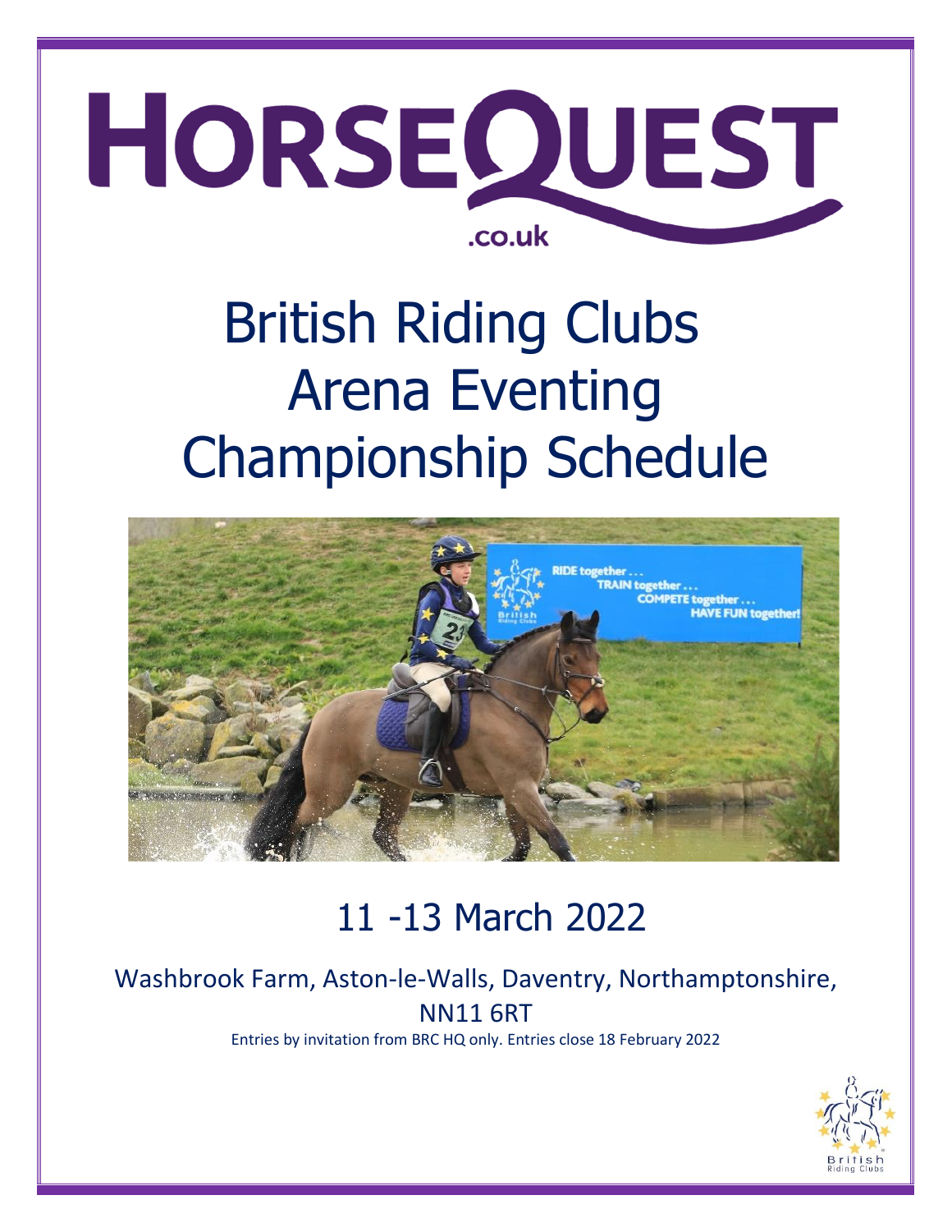# HORSEQUEST .co.uk

# British Riding Clubs Arena Eventing Championship Schedule

## 11 -13 March 2022

Washbrook Farm, Aston-le-Walls, Daventry, Northamptonshire, NN11 6RT

Entries by invitation from BRC HQ only. Entries close 18 February 2022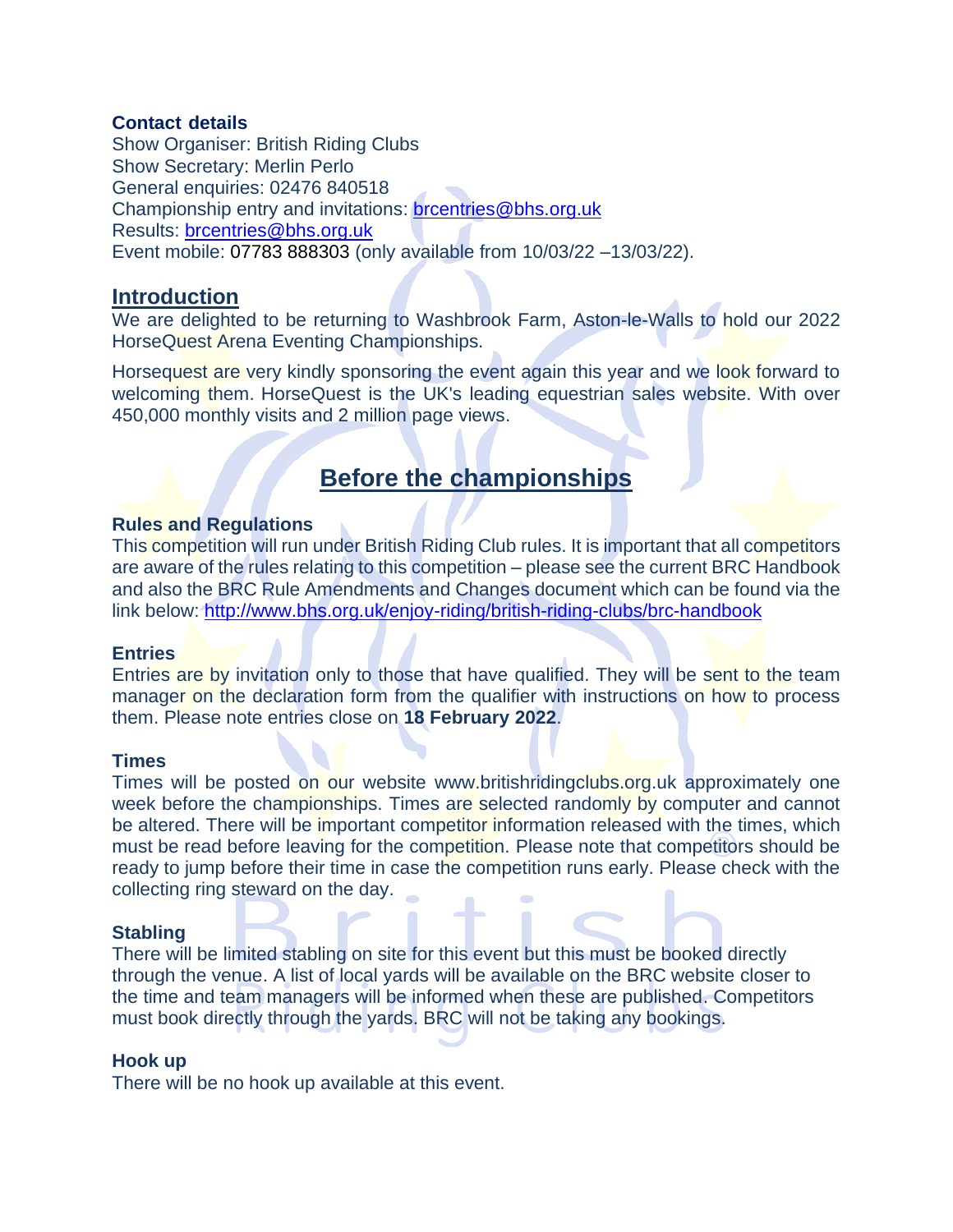**Contact details**
Show Organiser: British Riding Clubs
Show Secretary: Merlin Perlo
General enquiries: 02476 840518
Championship entry and invitations: brcentries@bhs.org.uk
Results: brcentries@bhs.org.uk
Event mobile: 07783 888303 (only available from 10/03/22 –13/03/22).

## Introduction

We are delighted to be returning to Washbrook Farm, Aston-le-Walls to hold our 2022 HorseQuest Arena Eventing Championships.

Horsequest are very kindly sponsoring the event again this year and we look forward to welcoming them. HorseQuest is the UK's leading equestrian sales website. With over 450,000 monthly visits and 2 million page views.

## Before the championships

**Rules and Regulations**
This competition will run under British Riding Club rules. It is important that all competitors are aware of the rules relating to this competition – please see the current BRC Handbook and also the BRC Rule Amendments and Changes document which can be found via the link below: http://www.bhs.org.uk/enjoy-riding/british-riding-clubs/brc-handbook

**Entries**
Entries are by invitation only to those that have qualified. They will be sent to the team manager on the declaration form from the qualifier with instructions on how to process them. Please note entries close on **18 February 2022**.

**Times**
Times will be posted on our website www.britishridingclubs.org.uk approximately one week before the championships. Times are selected randomly by computer and cannot be altered. There will be important competitor information released with the times, which must be read before leaving for the competition. Please note that competitors should be ready to jump before their time in case the competition runs early. Please check with the collecting ring steward on the day.

**Stabling**
There will be limited stabling on site for this event but this must be booked directly through the venue. A list of local yards will be available on the BRC website closer to the time and team managers will be informed when these are published. Competitors must book directly through the yards. BRC will not be taking any bookings.

**Hook up**
There will be no hook up available at this event.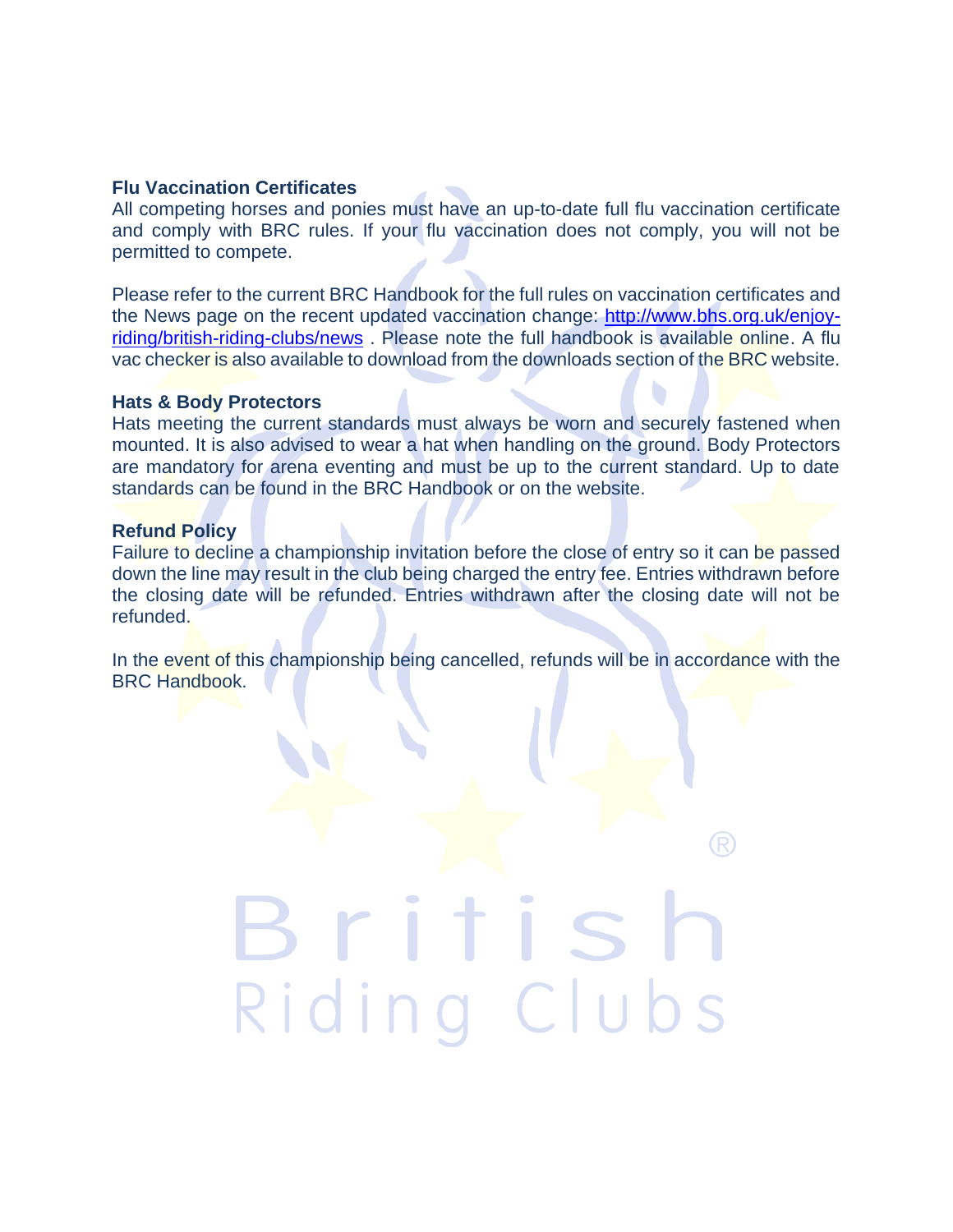### Flu Vaccination Certificates

All competing horses and ponies must have an up-to-date full flu vaccination certificate and comply with BRC rules. If your flu vaccination does not comply, you will not be permitted to compete.

Please refer to the current BRC Handbook for the full rules on vaccination certificates and the News page on the recent updated vaccination change: [http://www.bhs.org.uk/enjoy-riding/british-riding-clubs/news](http://www.bhs.org.uk/enjoy-riding/british-riding-clubs/news) . Please note the full handbook is available online. A flu vac checker is also available to download from the downloads section of the BRC website.

### Hats & Body Protectors

Hats meeting the current standards must always be worn and securely fastened when mounted. It is also advised to wear a hat when handling on the ground. Body Protectors are mandatory for arena eventing and must be up to the current standard. Up to date standards can be found in the BRC Handbook or on the website.

### Refund Policy

Failure to decline a championship invitation before the close of entry so it can be passed down the line may result in the club being charged the entry fee. Entries withdrawn before the closing date will be refunded. Entries withdrawn after the closing date will not be refunded.

In the event of this championship being cancelled, refunds will be in accordance with the BRC Handbook.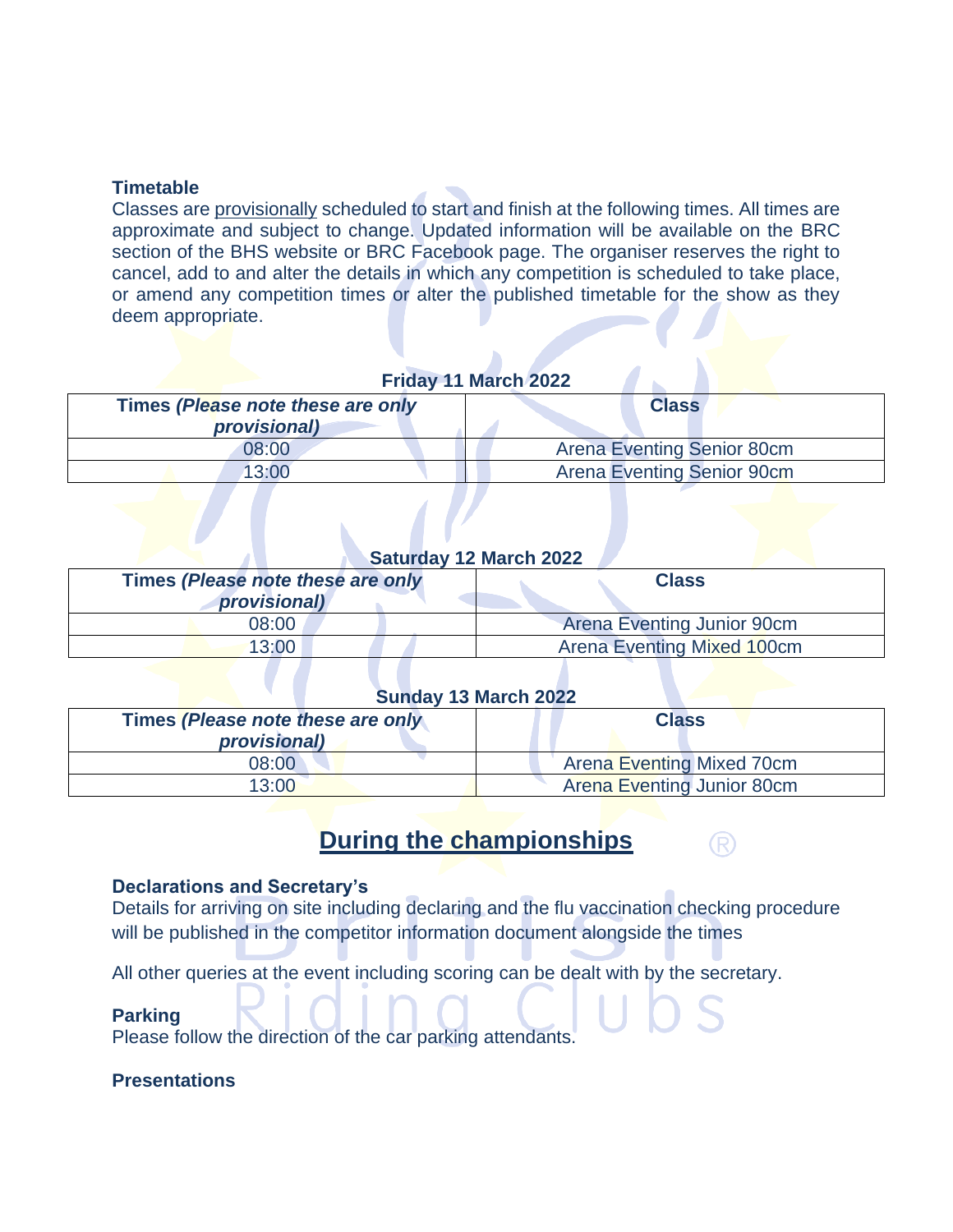**Timetable**

Classes are provisionally scheduled to start and finish at the following times. All times are approximate and subject to change. Updated information will be available on the BRC section of the BHS website or BRC Facebook page. The organiser reserves the right to cancel, add to and alter the details in which any competition is scheduled to take place, or amend any competition times or alter the published timetable for the show as they deem appropriate.

**Friday 11 March 2022**

| Times *(Please note these are only provisional)* | Class |
|---|---|
| 08:00 | Arena Eventing Senior 80cm |
| 13:00 | Arena Eventing Senior 90cm |

**Saturday 12 March 2022**

| Times *(Please note these are only provisional)* | Class |
|---|---|
| 08:00 | Arena Eventing Junior 90cm |
| 13:00 | Arena Eventing Mixed 100cm |

**Sunday 13 March 2022**

| Times *(Please note these are only provisional)* | Class |
|---|---|
| 08:00 | Arena Eventing Mixed 70cm |
| 13:00 | Arena Eventing Junior 80cm |

## During the championships

**Declarations and Secretary's**

Details for arriving on site including declaring and the flu vaccination checking procedure will be published in the competitor information document alongside the times

All other queries at the event including scoring can be dealt with by the secretary.

**Parking**

Please follow the direction of the car parking attendants.

**Presentations**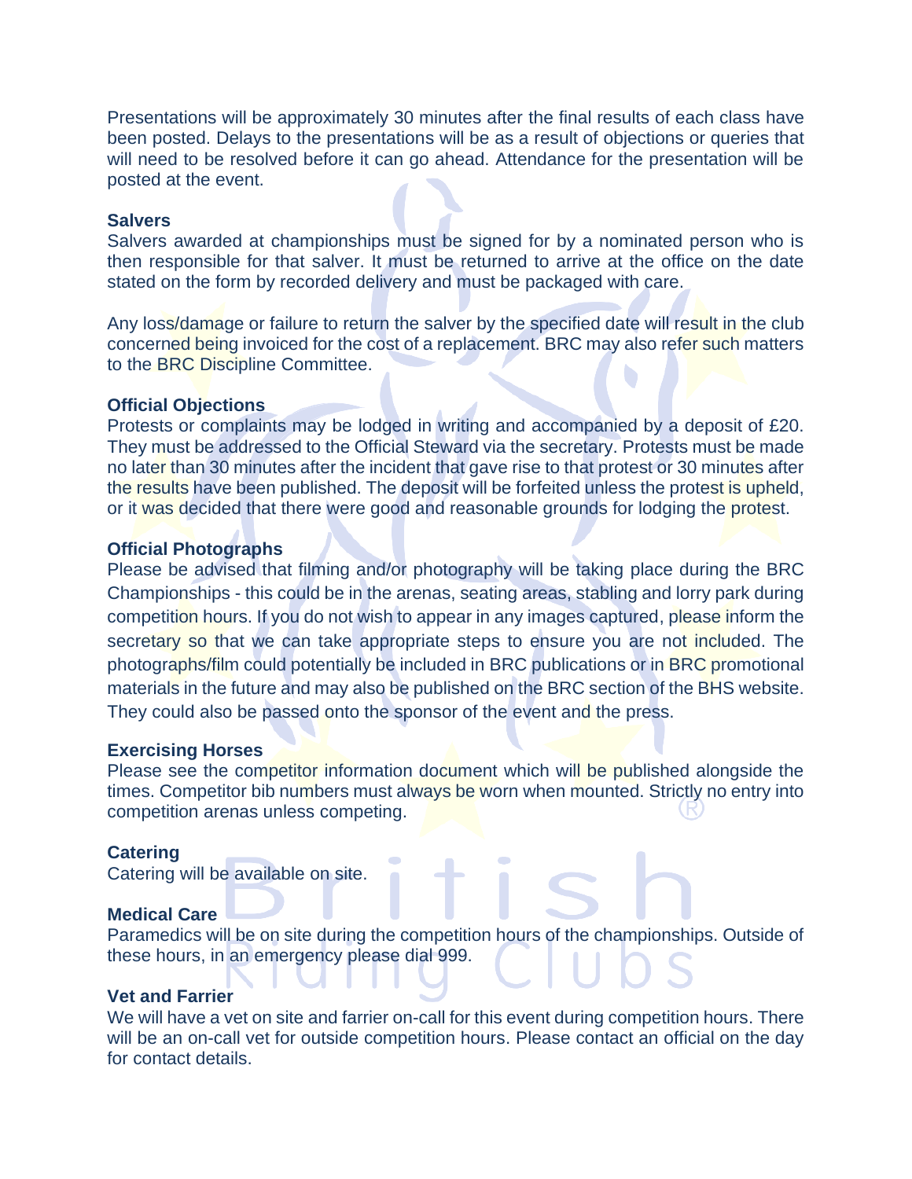Presentations will be approximately 30 minutes after the final results of each class have been posted. Delays to the presentations will be as a result of objections or queries that will need to be resolved before it can go ahead. Attendance for the presentation will be posted at the event.

**Salvers**

Salvers awarded at championships must be signed for by a nominated person who is then responsible for that salver. It must be returned to arrive at the office on the date stated on the form by recorded delivery and must be packaged with care.

Any loss/damage or failure to return the salver by the specified date will result in the club concerned being invoiced for the cost of a replacement. BRC may also refer such matters to the BRC Discipline Committee.

**Official Objections**

Protests or complaints may be lodged in writing and accompanied by a deposit of £20. They must be addressed to the Official Steward via the secretary. Protests must be made no later than 30 minutes after the incident that gave rise to that protest or 30 minutes after the results have been published. The deposit will be forfeited unless the protest is upheld, or it was decided that there were good and reasonable grounds for lodging the protest.

**Official Photographs**

Please be advised that filming and/or photography will be taking place during the BRC Championships - this could be in the arenas, seating areas, stabling and lorry park during competition hours. If you do not wish to appear in any images captured, please inform the secretary so that we can take appropriate steps to ensure you are not included. The photographs/film could potentially be included in BRC publications or in BRC promotional materials in the future and may also be published on the BRC section of the BHS website. They could also be passed onto the sponsor of the event and the press.

**Exercising Horses**

Please see the competitor information document which will be published alongside the times. Competitor bib numbers must always be worn when mounted. Strictly no entry into competition arenas unless competing.

**Catering**

Catering will be available on site.

**Medical Care**

Paramedics will be on site during the competition hours of the championships. Outside of these hours, in an emergency please dial 999.

**Vet and Farrier**

We will have a vet on site and farrier on-call for this event during competition hours. There will be an on-call vet for outside competition hours. Please contact an official on the day for contact details.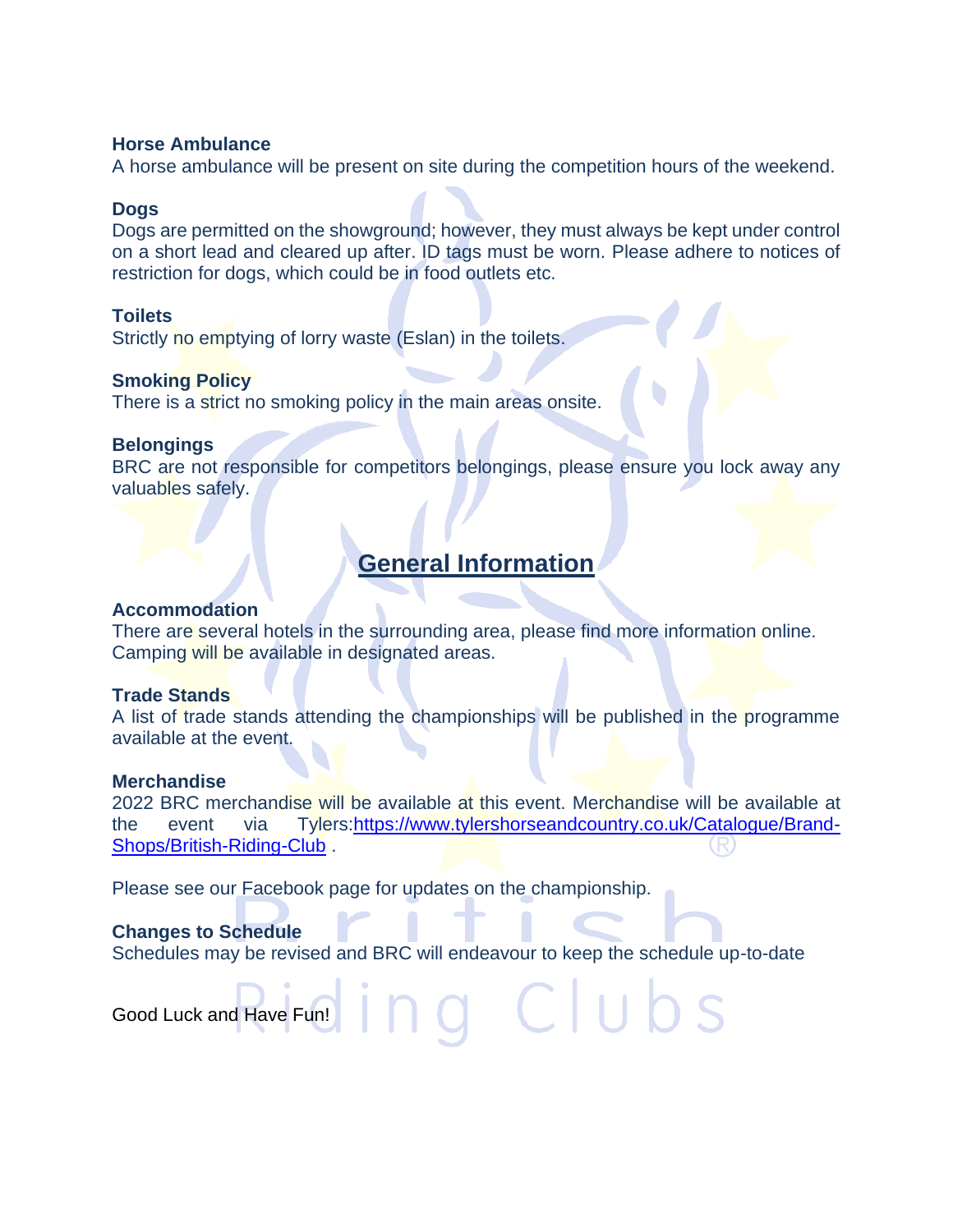**Horse Ambulance**
A horse ambulance will be present on site during the competition hours of the weekend.

**Dogs**
Dogs are permitted on the showground; however, they must always be kept under control on a short lead and cleared up after. ID tags must be worn. Please adhere to notices of restriction for dogs, which could be in food outlets etc.

**Toilets**
Strictly no emptying of lorry waste (Eslan) in the toilets.

**Smoking Policy**
There is a strict no smoking policy in the main areas onsite.

**Belongings**
BRC are not responsible for competitors belongings, please ensure you lock away any valuables safely.

## General Information

**Accommodation**
There are several hotels in the surrounding area, please find more information online. Camping will be available in designated areas.

**Trade Stands**
A list of trade stands attending the championships will be published in the programme available at the event.

**Merchandise**
2022 BRC merchandise will be available at this event. Merchandise will be available at the event via Tylers:[https://www.tylershorseandcountry.co.uk/Catalogue/Brand-Shops/British-Riding-Club](https://www.tylershorseandcountry.co.uk/Catalogue/Brand-Shops/British-Riding-Club) .

Please see our Facebook page for updates on the championship.

**Changes to Schedule**
Schedules may be revised and BRC will endeavour to keep the schedule up-to-date

Good Luck and Have Fun!